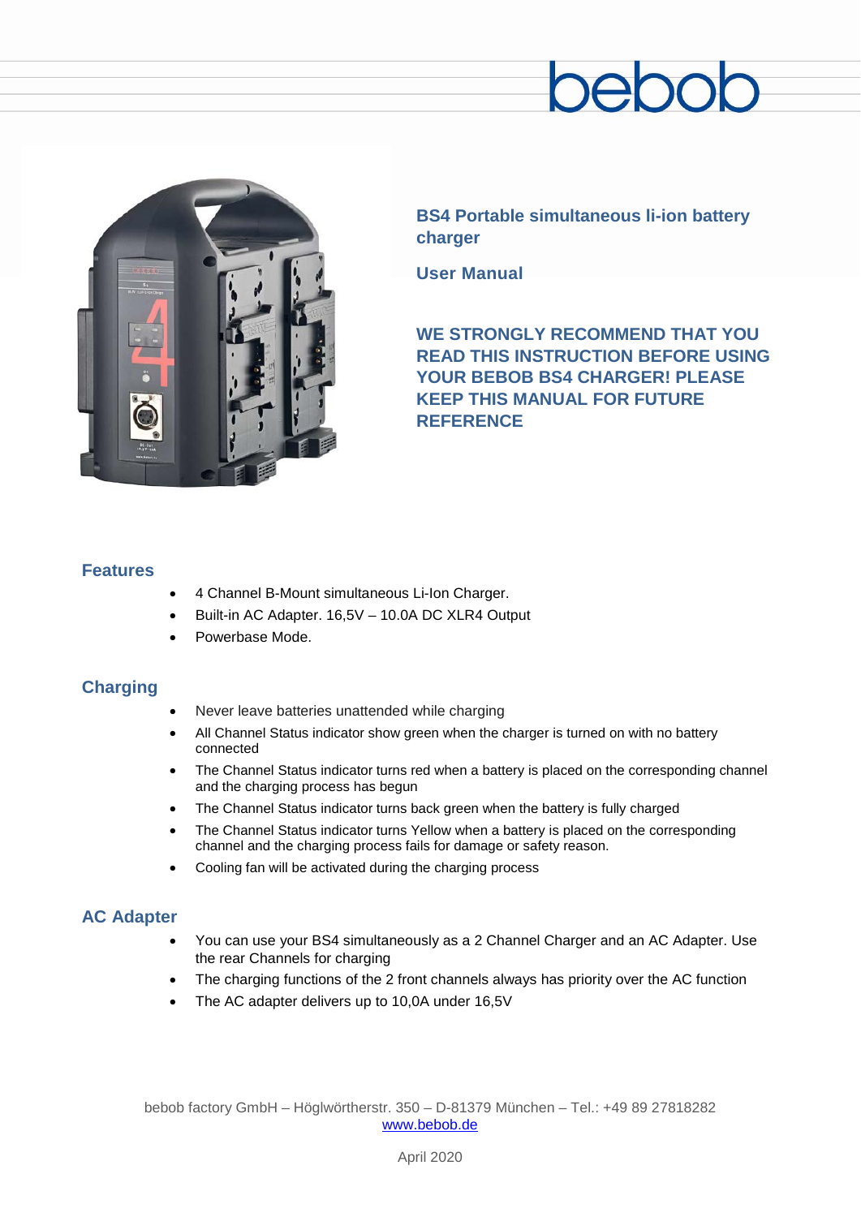bebob

## BS4 Portable simultaneous li-ion battery charger

## User Manual

**WE STRONGLY RECOMMEND THAT YOU READ THIS INSTRUCTION BEFORE USING YOUR BEBOB BS4 CHARGER! PLEASE KEEP THIS MANUAL FOR FUTURE REFERENCE**

### Features

- 4 Channel B-Mount simultaneous Li-Ion Charger.
- Built-in AC Adapter. 16,5V – 10.0A DC XLR4 Output
- Powerbase Mode.

### Charging

- Never leave batteries unattended while charging
- All Channel Status indicator show green when the charger is turned on with no battery connected
- The Channel Status indicator turns red when a battery is placed on the corresponding channel and the charging process has begun
- The Channel Status indicator turns back green when the battery is fully charged
- The Channel Status indicator turns Yellow when a battery is placed on the corresponding channel and the charging process fails for damage or safety reason.
- Cooling fan will be activated during the charging process

### AC Adapter

- You can use your BS4 simultaneously as a 2 Channel Charger and an AC Adapter. Use the rear Channels for charging
- The charging functions of the 2 front channels always has priority over the AC function
- The AC adapter delivers up to 10,0A under 16,5V

bebob factory GmbH – Höglwörtherstr. 350 – D-81379 München – Tel.: +49 89 27818282
www.bebob.de

April 2020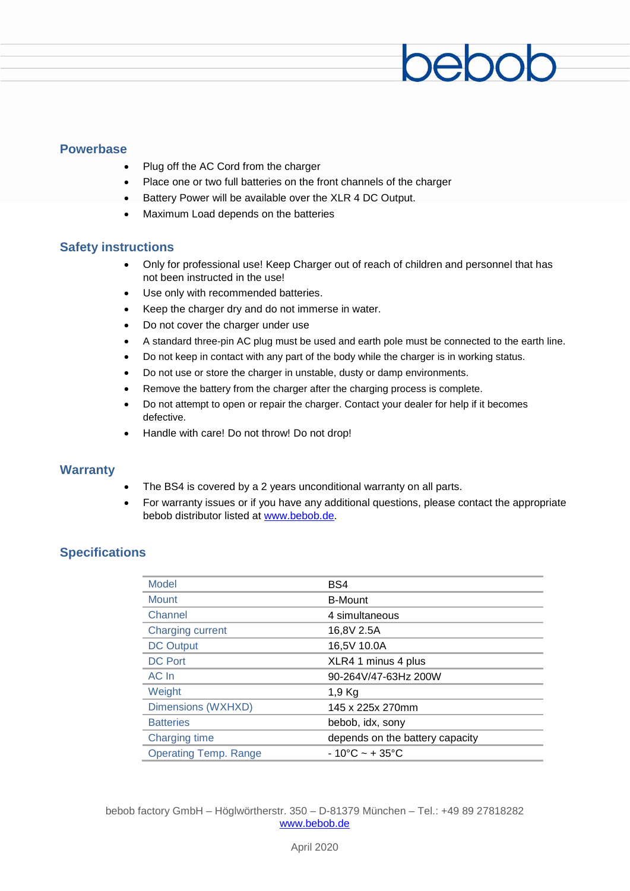## Powerbase

- Plug off the AC Cord from the charger
- Place one or two full batteries on the front channels of the charger
- Battery Power will be available over the XLR 4 DC Output.
- Maximum Load depends on the batteries

## Safety instructions

- Only for professional use! Keep Charger out of reach of children and personnel that has not been instructed in the use!
- Use only with recommended batteries.
- Keep the charger dry and do not immerse in water.
- Do not cover the charger under use
- A standard three-pin AC plug must be used and earth pole must be connected to the earth line.
- Do not keep in contact with any part of the body while the charger is in working status.
- Do not use or store the charger in unstable, dusty or damp environments.
- Remove the battery from the charger after the charging process is complete.
- Do not attempt to open or repair the charger. Contact your dealer for help if it becomes defective.
- Handle with care! Do not throw! Do not drop!

## Warranty

- The BS4 is covered by a 2 years unconditional warranty on all parts.
- For warranty issues or if you have any additional questions, please contact the appropriate bebob distributor listed at www.bebob.de.

## Specifications

| | |
|---|---|
| Model | BS4 |
| Mount | B-Mount |
| Channel | 4 simultaneous |
| Charging current | 16,8V 2.5A |
| DC Output | 16,5V 10.0A |
| DC Port | XLR4 1 minus 4 plus |
| AC In | 90-264V/47-63Hz 200W |
| Weight | 1,9 Kg |
| Dimensions (WXHXD) | 145 x 225x 270mm |
| Batteries | bebob, idx, sony |
| Charging time | depends on the battery capacity |
| Operating Temp. Range | - 10°C ~ + 35°C |

bebob factory GmbH – Höglwörtherstr. 350 – D-81379 München – Tel.: +49 89 27818282
www.bebob.de

April 2020